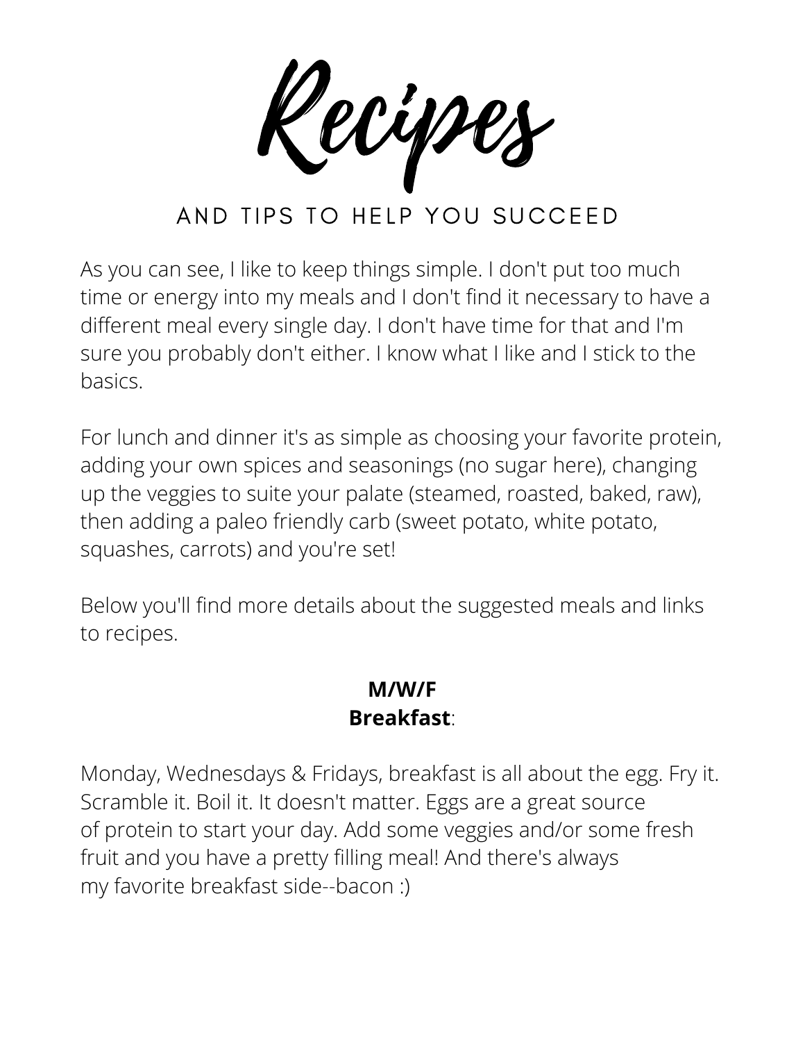# Recipes

## AND TIPS TO HELP YOU SUCCEED

As you can see, I like to keep things simple. I don't put too much time or energy into my meals and I don't find it necessary to have a different meal every single day. I don't have time for that and I'm sure you probably don't either. I know what I like and I stick to the basics.

For lunch and dinner it's as simple as choosing your favorite protein, adding your own spices and seasonings (no sugar here), changing up the veggies to suite your palate (steamed, roasted, baked, raw), then adding a paleo friendly carb (sweet potato, white potato, squashes, carrots) and you're set!

Below you'll find more details about the suggested meals and links to recipes.

**M/W/F**
**Breakfast**:

Monday, Wednesdays & Fridays, breakfast is all about the egg. Fry it. Scramble it. Boil it. It doesn't matter. Eggs are a great source of protein to start your day. Add some veggies and/or some fresh fruit and you have a pretty filling meal! And there's always my favorite breakfast side--bacon :)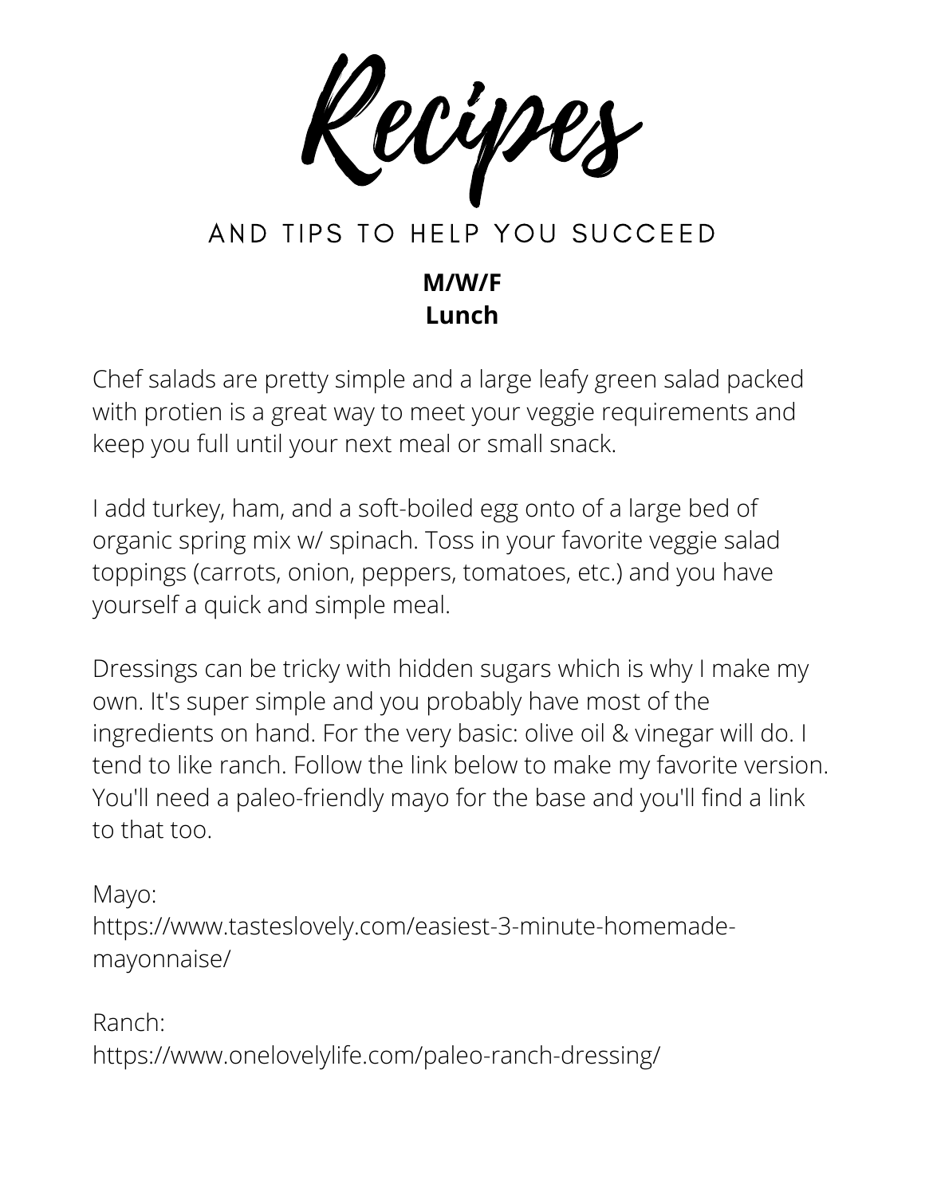# Recipes

## AND TIPS TO HELP YOU SUCCEED

**M/W/F**
**Lunch**

Chef salads are pretty simple and a large leafy green salad packed with protien is a great way to meet your veggie requirements and keep you full until your next meal or small snack.

I add turkey, ham, and a soft-boiled egg onto of a large bed of organic spring mix w/ spinach. Toss in your favorite veggie salad toppings (carrots, onion, peppers, tomatoes, etc.) and you have yourself a quick and simple meal.

Dressings can be tricky with hidden sugars which is why I make my own. It's super simple and you probably have most of the ingredients on hand. For the very basic: olive oil & vinegar will do. I tend to like ranch. Follow the link below to make my favorite version. You'll need a paleo-friendly mayo for the base and you'll find a link to that too.

Mayo:
https://www.tasteslovely.com/easiest-3-minute-homemade-mayonnaise/

Ranch:
https://www.onelovelylife.com/paleo-ranch-dressing/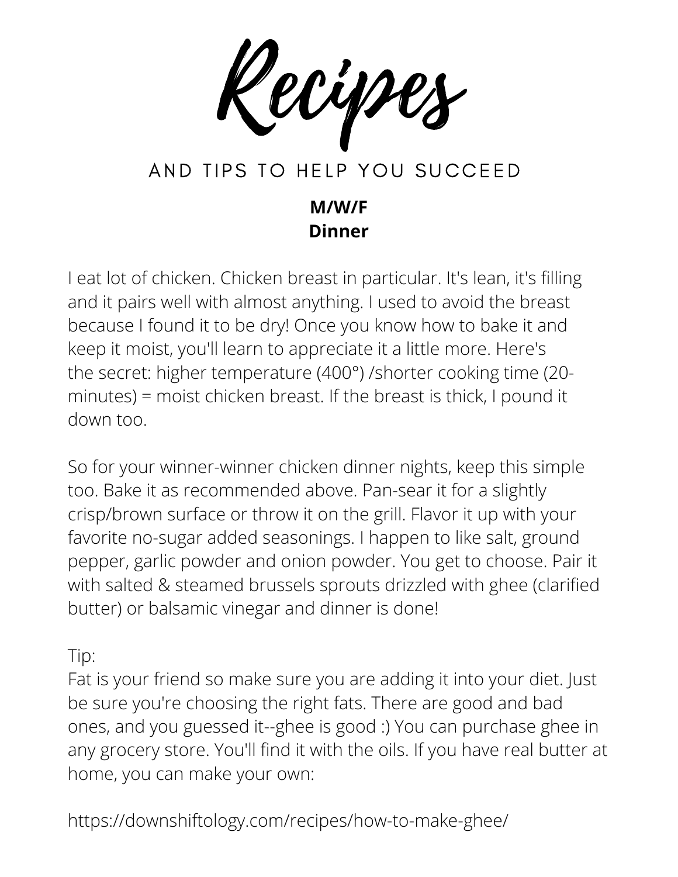# Recipes

## AND TIPS TO HELP YOU SUCCEED

**M/W/F**
**Dinner**

I eat lot of chicken. Chicken breast in particular. It's lean, it's filling and it pairs well with almost anything. I used to avoid the breast because I found it to be dry! Once you know how to bake it and keep it moist, you'll learn to appreciate it a little more. Here's the secret: higher temperature (400°) /shorter cooking time (20-minutes) = moist chicken breast. If the breast is thick, I pound it down too.

So for your winner-winner chicken dinner nights, keep this simple too. Bake it as recommended above. Pan-sear it for a slightly crisp/brown surface or throw it on the grill. Flavor it up with your favorite no-sugar added seasonings. I happen to like salt, ground pepper, garlic powder and onion powder. You get to choose. Pair it with salted & steamed brussels sprouts drizzled with ghee (clarified butter) or balsamic vinegar and dinner is done!

Tip:
Fat is your friend so make sure you are adding it into your diet. Just be sure you're choosing the right fats. There are good and bad ones, and you guessed it--ghee is good :) You can purchase ghee in any grocery store. You'll find it with the oils. If you have real butter at home, you can make your own:

https://downshiftology.com/recipes/how-to-make-ghee/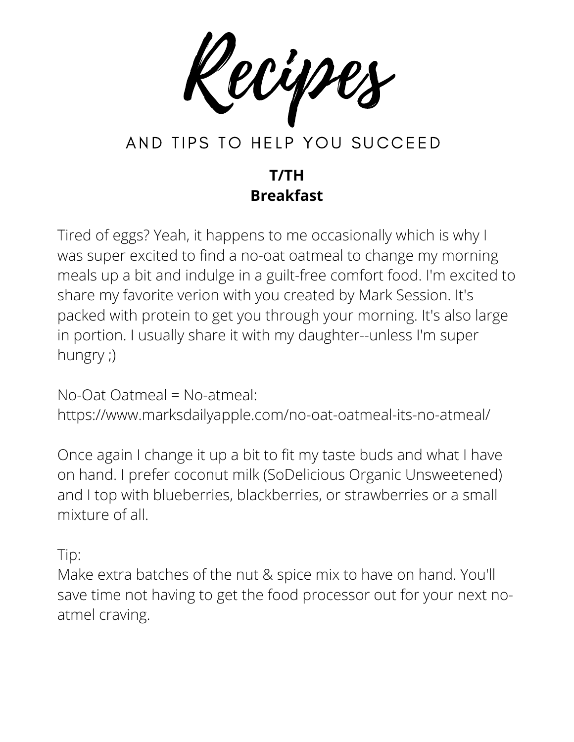# Recipes

## AND TIPS TO HELP YOU SUCCEED

**T/TH**
**Breakfast**

Tired of eggs? Yeah, it happens to me occasionally which is why I was super excited to find a no-oat oatmeal to change my morning meals up a bit and indulge in a guilt-free comfort food. I'm excited to share my favorite verion with you created by Mark Session. It's packed with protein to get you through your morning. It's also large in portion. I usually share it with my daughter--unless I'm super hungry ;)

No-Oat Oatmeal = No-atmeal:
https://www.marksdailyapple.com/no-oat-oatmeal-its-no-atmeal/

Once again I change it up a bit to fit my taste buds and what I have on hand. I prefer coconut milk (SoDelicious Organic Unsweetened) and I top with blueberries, blackberries, or strawberries or a small mixture of all.

Tip:
Make extra batches of the nut & spice mix to have on hand. You'll save time not having to get the food processor out for your next no-atmel craving.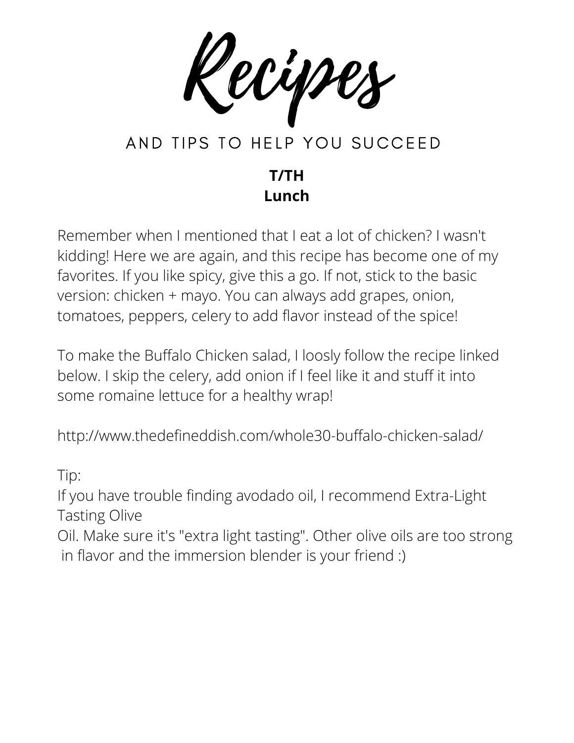# Recipes

AND TIPS TO HELP YOU SUCCEED

**T/TH**
**Lunch**

Remember when I mentioned that I eat a lot of chicken? I wasn't kidding! Here we are again, and this recipe has become one of my favorites. If you like spicy, give this a go. If not, stick to the basic version: chicken + mayo. You can always add grapes, onion, tomatoes, peppers, celery to add flavor instead of the spice!

To make the Buffalo Chicken salad, I loosly follow the recipe linked below. I skip the celery, add onion if I feel like it and stuff it into some romaine lettuce for a healthy wrap!

http://www.thedefineddish.com/whole30-buffalo-chicken-salad/

Tip:
If you have trouble finding avodado oil, I recommend Extra-Light Tasting Olive
Oil. Make sure it's "extra light tasting". Other olive oils are too strong in flavor and the immersion blender is your friend :)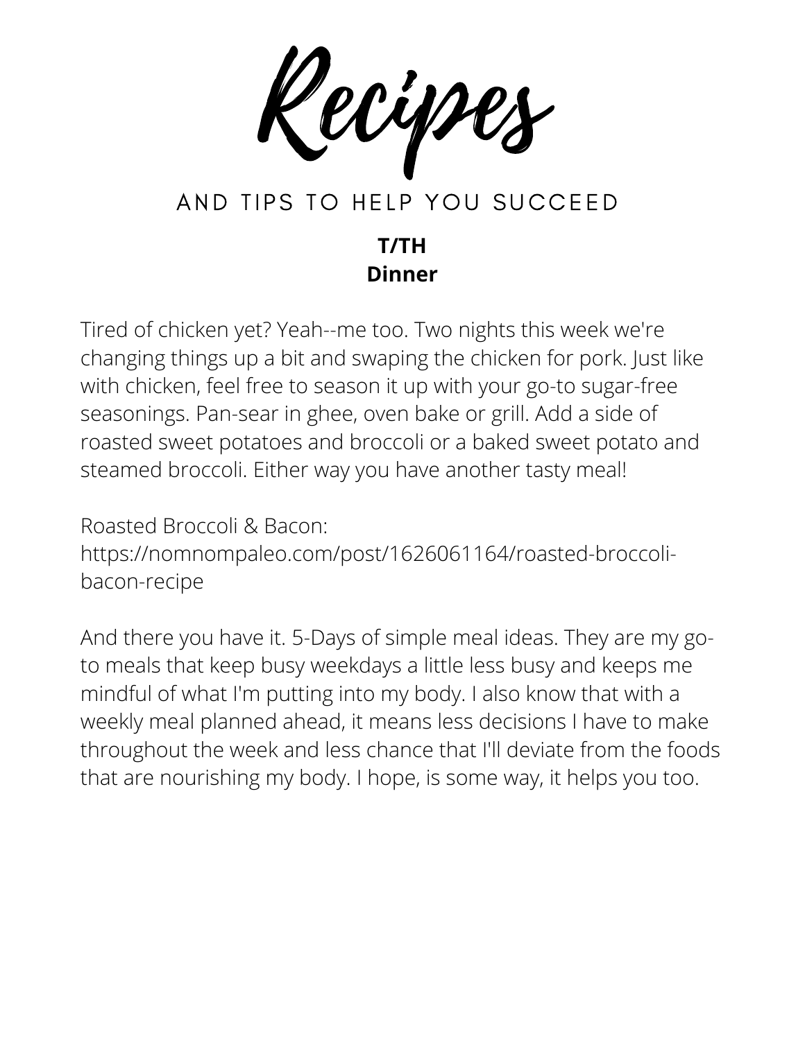# Recipes

## AND TIPS TO HELP YOU SUCCEED

**T/TH**
**Dinner**

Tired of chicken yet? Yeah--me too. Two nights this week we're changing things up a bit and swaping the chicken for pork. Just like with chicken, feel free to season it up with your go-to sugar-free seasonings. Pan-sear in ghee, oven bake or grill. Add a side of roasted sweet potatoes and broccoli or a baked sweet potato and steamed broccoli. Either way you have another tasty meal!

Roasted Broccoli & Bacon:
https://nomnompaleo.com/post/1626061164/roasted-broccoli-bacon-recipe

And there you have it. 5-Days of simple meal ideas. They are my go-to meals that keep busy weekdays a little less busy and keeps me mindful of what I'm putting into my body. I also know that with a weekly meal planned ahead, it means less decisions I have to make throughout the week and less chance that I'll deviate from the foods that are nourishing my body. I hope, is some way, it helps you too.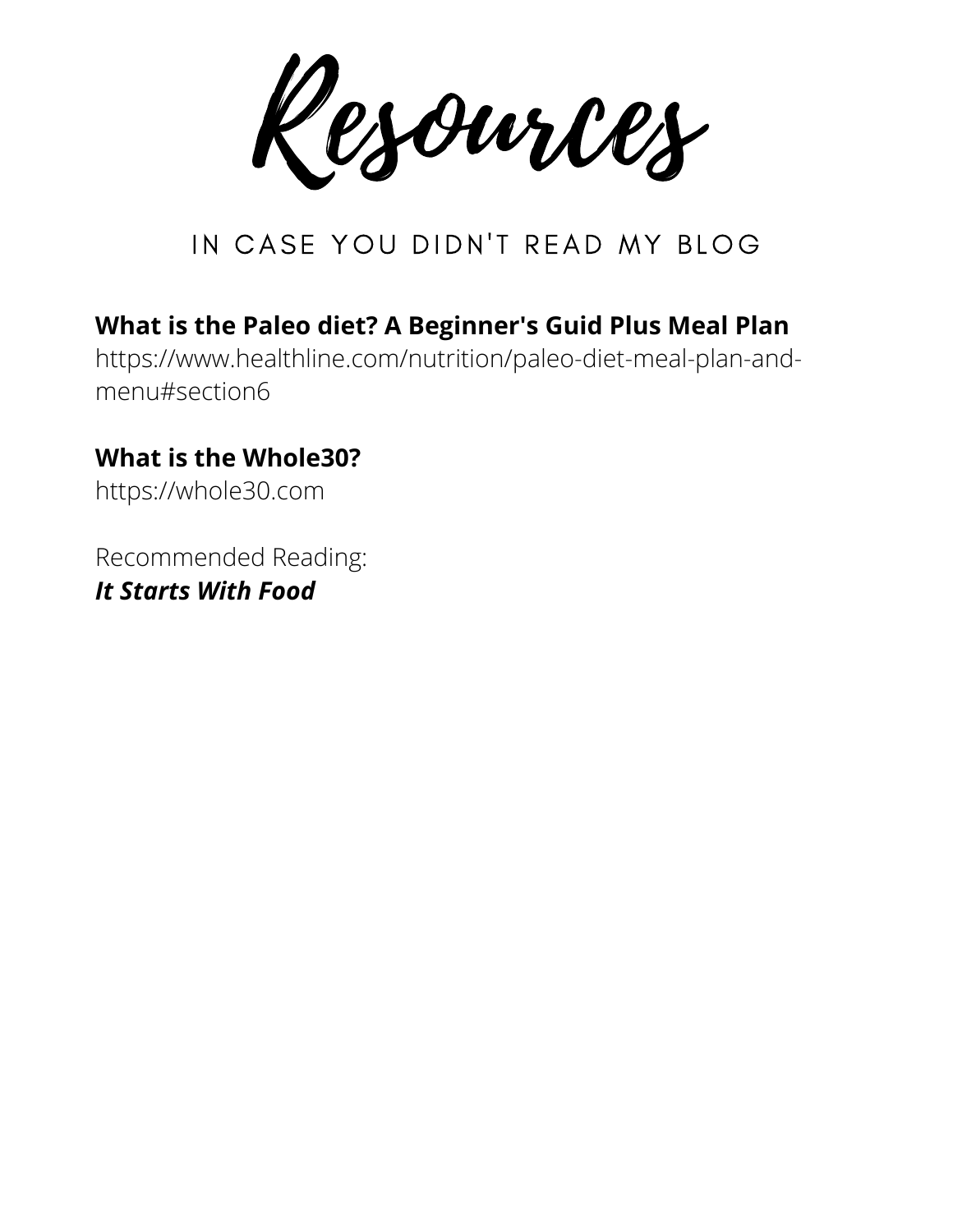# Resources

## IN CASE YOU DIDN'T READ MY BLOG

**What is the Paleo diet? A Beginner's Guid Plus Meal Plan**
https://www.healthline.com/nutrition/paleo-diet-meal-plan-and-menu#section6

**What is the Whole30?**
https://whole30.com

Recommended Reading:
***It Starts With Food***